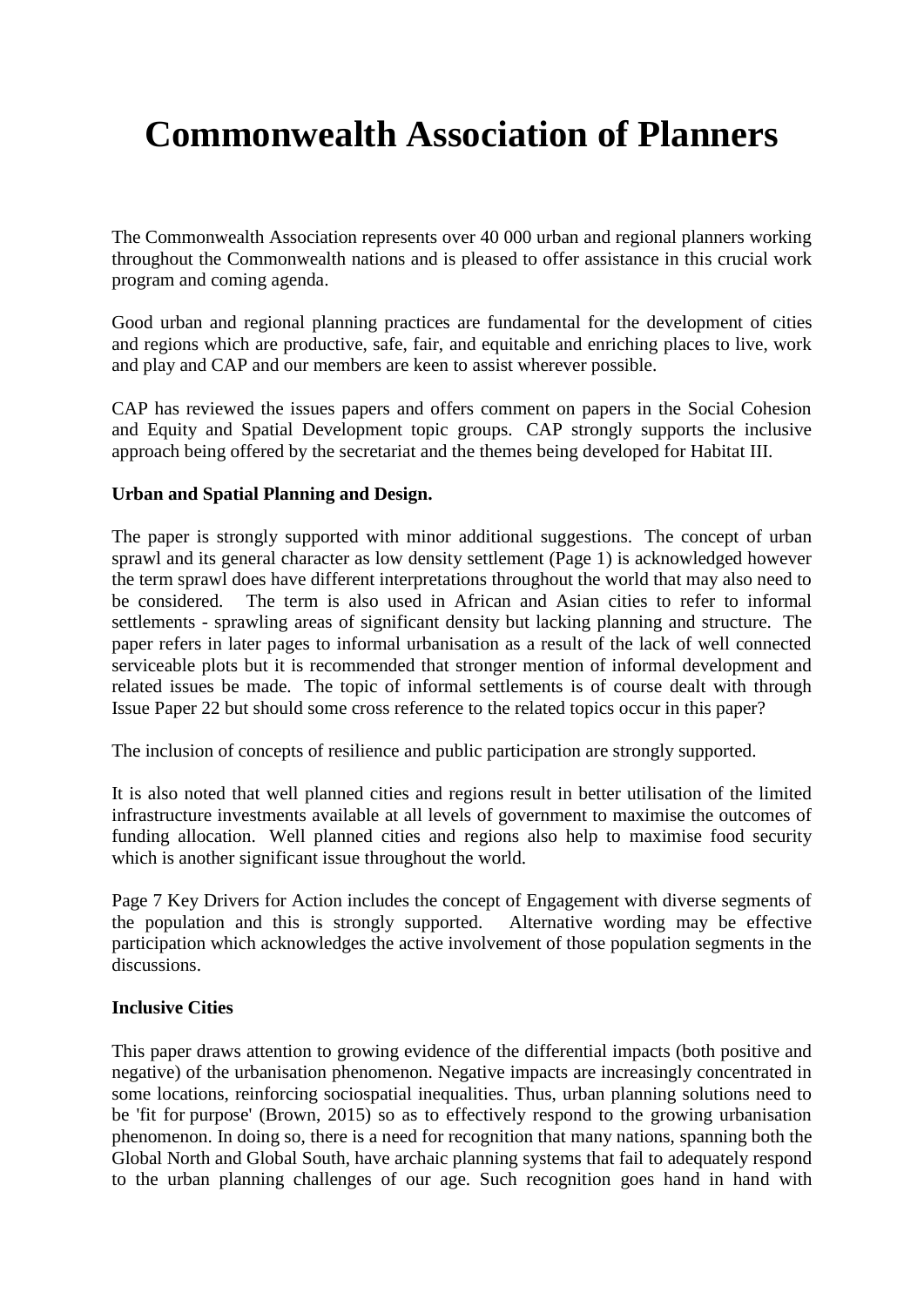# Commonwealth Association of Planners

The Commonwealth Association represents over 40 000 urban and regional planners working throughout the Commonwealth nations and is pleased to offer assistance in this crucial work program and coming agenda.

Good urban and regional planning practices are fundamental for the development of cities and regions which are productive, safe, fair, and equitable and enriching places to live, work and play and CAP and our members are keen to assist wherever possible.

CAP has reviewed the issues papers and offers comment on papers in the Social Cohesion and Equity and Spatial Development topic groups. CAP strongly supports the inclusive approach being offered by the secretariat and the themes being developed for Habitat III.

**Urban and Spatial Planning and Design.**

The paper is strongly supported with minor additional suggestions. The concept of urban sprawl and its general character as low density settlement (Page 1) is acknowledged however the term sprawl does have different interpretations throughout the world that may also need to be considered. The term is also used in African and Asian cities to refer to informal settlements - sprawling areas of significant density but lacking planning and structure. The paper refers in later pages to informal urbanisation as a result of the lack of well connected serviceable plots but it is recommended that stronger mention of informal development and related issues be made. The topic of informal settlements is of course dealt with through Issue Paper 22 but should some cross reference to the related topics occur in this paper?

The inclusion of concepts of resilience and public participation are strongly supported.

It is also noted that well planned cities and regions result in better utilisation of the limited infrastructure investments available at all levels of government to maximise the outcomes of funding allocation. Well planned cities and regions also help to maximise food security which is another significant issue throughout the world.

Page 7 Key Drivers for Action includes the concept of Engagement with diverse segments of the population and this is strongly supported. Alternative wording may be effective participation which acknowledges the active involvement of those population segments in the discussions.

**Inclusive Cities**

This paper draws attention to growing evidence of the differential impacts (both positive and negative) of the urbanisation phenomenon. Negative impacts are increasingly concentrated in some locations, reinforcing sociospatial inequalities. Thus, urban planning solutions need to be 'fit for purpose' (Brown, 2015) so as to effectively respond to the growing urbanisation phenomenon. In doing so, there is a need for recognition that many nations, spanning both the Global North and Global South, have archaic planning systems that fail to adequately respond to the urban planning challenges of our age. Such recognition goes hand in hand with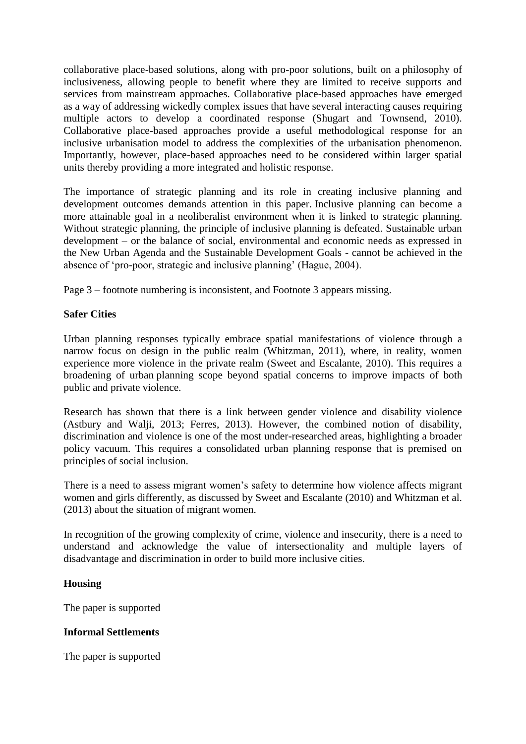collaborative place-based solutions, along with pro-poor solutions, built on a philosophy of inclusiveness, allowing people to benefit where they are limited to receive supports and services from mainstream approaches. Collaborative place-based approaches have emerged as a way of addressing wickedly complex issues that have several interacting causes requiring multiple actors to develop a coordinated response (Shugart and Townsend, 2010). Collaborative place-based approaches provide a useful methodological response for an inclusive urbanisation model to address the complexities of the urbanisation phenomenon. Importantly, however, place-based approaches need to be considered within larger spatial units thereby providing a more integrated and holistic response.

The importance of strategic planning and its role in creating inclusive planning and development outcomes demands attention in this paper. Inclusive planning can become a more attainable goal in a neoliberalist environment when it is linked to strategic planning. Without strategic planning, the principle of inclusive planning is defeated. Sustainable urban development – or the balance of social, environmental and economic needs as expressed in the New Urban Agenda and the Sustainable Development Goals - cannot be achieved in the absence of 'pro-poor, strategic and inclusive planning' (Hague, 2004).

Page 3 – footnote numbering is inconsistent, and Footnote 3 appears missing.

**Safer Cities**

Urban planning responses typically embrace spatial manifestations of violence through a narrow focus on design in the public realm (Whitzman, 2011), where, in reality, women experience more violence in the private realm (Sweet and Escalante, 2010). This requires a broadening of urban planning scope beyond spatial concerns to improve impacts of both public and private violence.

Research has shown that there is a link between gender violence and disability violence (Astbury and Walji, 2013; Ferres, 2013). However, the combined notion of disability, discrimination and violence is one of the most under-researched areas, highlighting a broader policy vacuum. This requires a consolidated urban planning response that is premised on principles of social inclusion.

There is a need to assess migrant women's safety to determine how violence affects migrant women and girls differently, as discussed by Sweet and Escalante (2010) and Whitzman et al. (2013) about the situation of migrant women.

In recognition of the growing complexity of crime, violence and insecurity, there is a need to understand and acknowledge the value of intersectionality and multiple layers of disadvantage and discrimination in order to build more inclusive cities.

**Housing**

The paper is supported

**Informal Settlements**

The paper is supported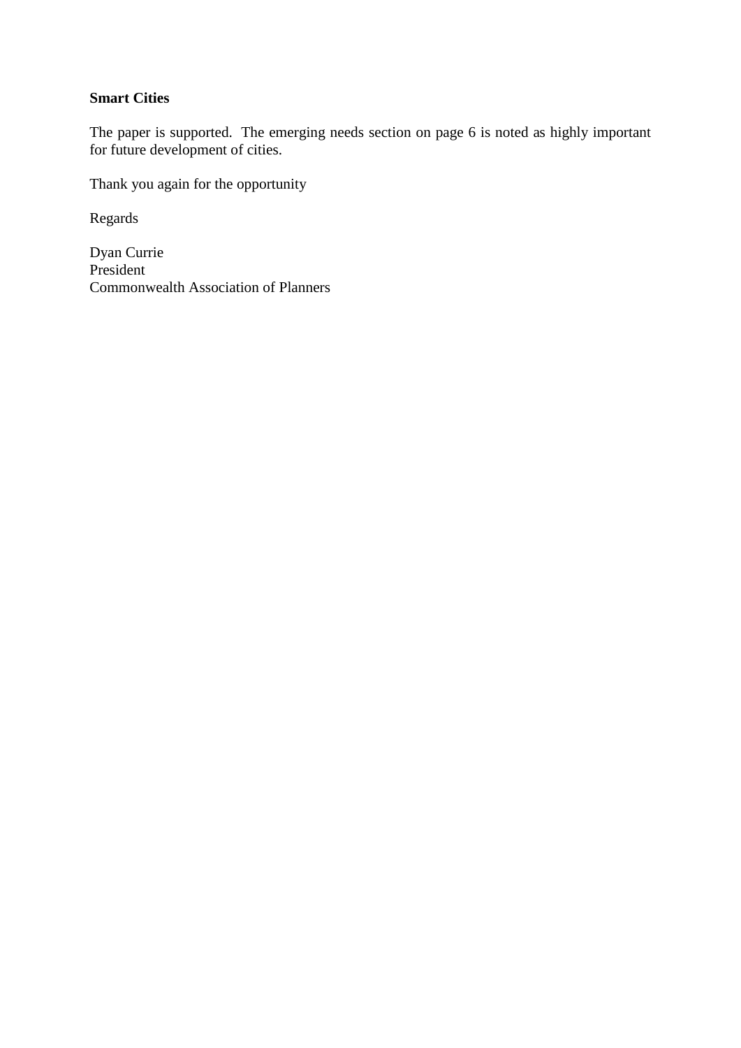**Smart Cities**

The paper is supported. The emerging needs section on page 6 is noted as highly important for future development of cities.

Thank you again for the opportunity

Regards

Dyan Currie
President
Commonwealth Association of Planners